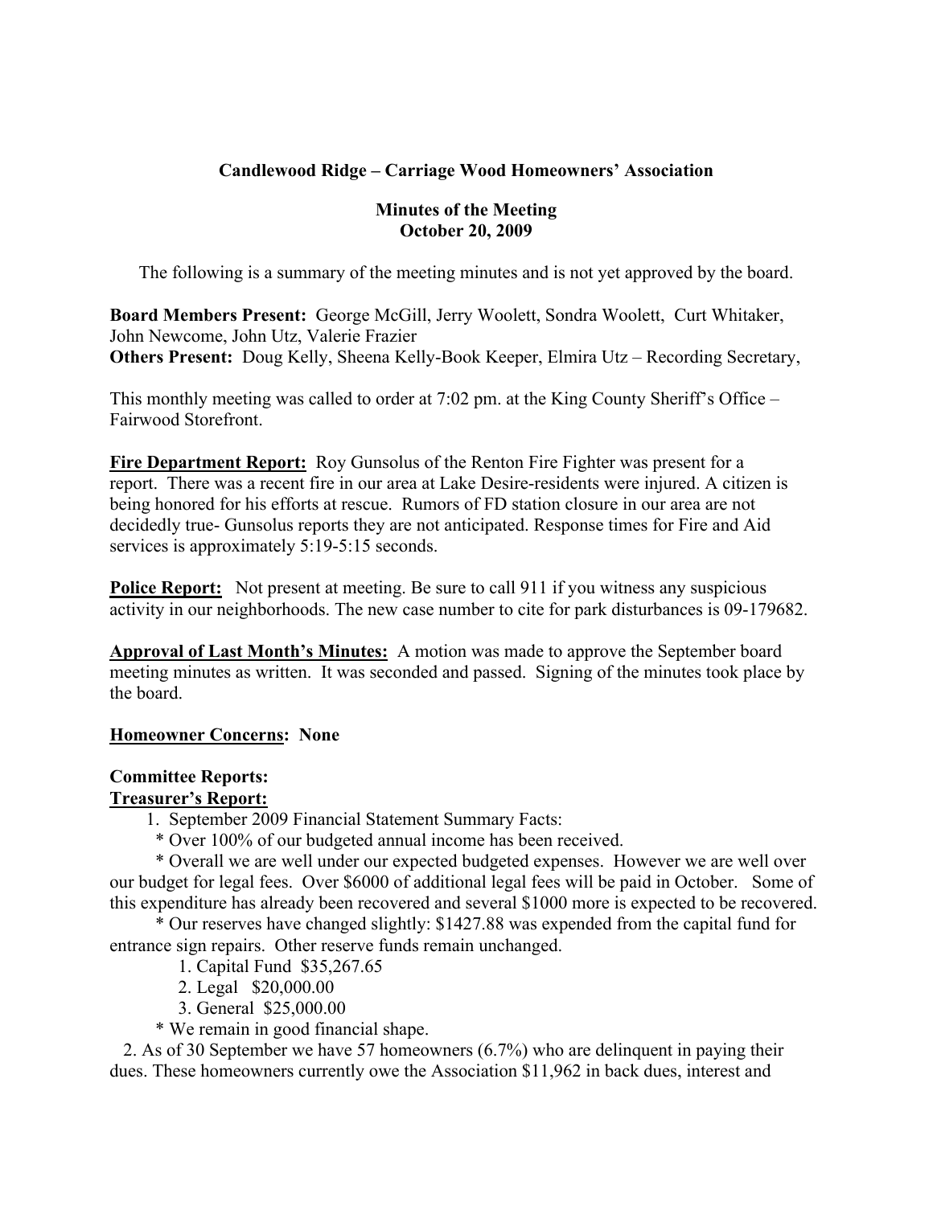**Candlewood Ridge – Carriage Wood Homeowners' Association**

**Minutes of the Meeting**
**October 20, 2009**

The following is a summary of the meeting minutes and is not yet approved by the board.

**Board Members Present:** George McGill, Jerry Woolett, Sondra Woolett, Curt Whitaker, John Newcome, John Utz, Valerie Frazier
**Others Present:** Doug Kelly, Sheena Kelly-Book Keeper, Elmira Utz – Recording Secretary,

This monthly meeting was called to order at 7:02 pm. at the King County Sheriff's Office – Fairwood Storefront.

**Fire Department Report:** Roy Gunsolus of the Renton Fire Fighter was present for a report. There was a recent fire in our area at Lake Desire-residents were injured. A citizen is being honored for his efforts at rescue. Rumors of FD station closure in our area are not decidedly true- Gunsolus reports they are not anticipated. Response times for Fire and Aid services is approximately 5:19-5:15 seconds.

**Police Report:** Not present at meeting. Be sure to call 911 if you witness any suspicious activity in our neighborhoods. The new case number to cite for park disturbances is 09-179682.

**Approval of Last Month's Minutes:** A motion was made to approve the September board meeting minutes as written. It was seconded and passed. Signing of the minutes took place by the board.

**Homeowner Concerns: None**

**Committee Reports:**
**Treasurer's Report:**

1. September 2009 Financial Statement Summary Facts:
   * Over 100% of our budgeted annual income has been received.
   * Overall we are well under our expected budgeted expenses. However we are well over our budget for legal fees. Over $6000 of additional legal fees will be paid in October. Some of this expenditure has already been recovered and several $1000 more is expected to be recovered.
   * Our reserves have changed slightly: $1427.88 was expended from the capital fund for entrance sign repairs. Other reserve funds remain unchanged.
     1. Capital Fund $35,267.65
     2. Legal $20,000.00
     3. General $25,000.00
   * We remain in good financial shape.
2. As of 30 September we have 57 homeowners (6.7%) who are delinquent in paying their dues. These homeowners currently owe the Association $11,962 in back dues, interest and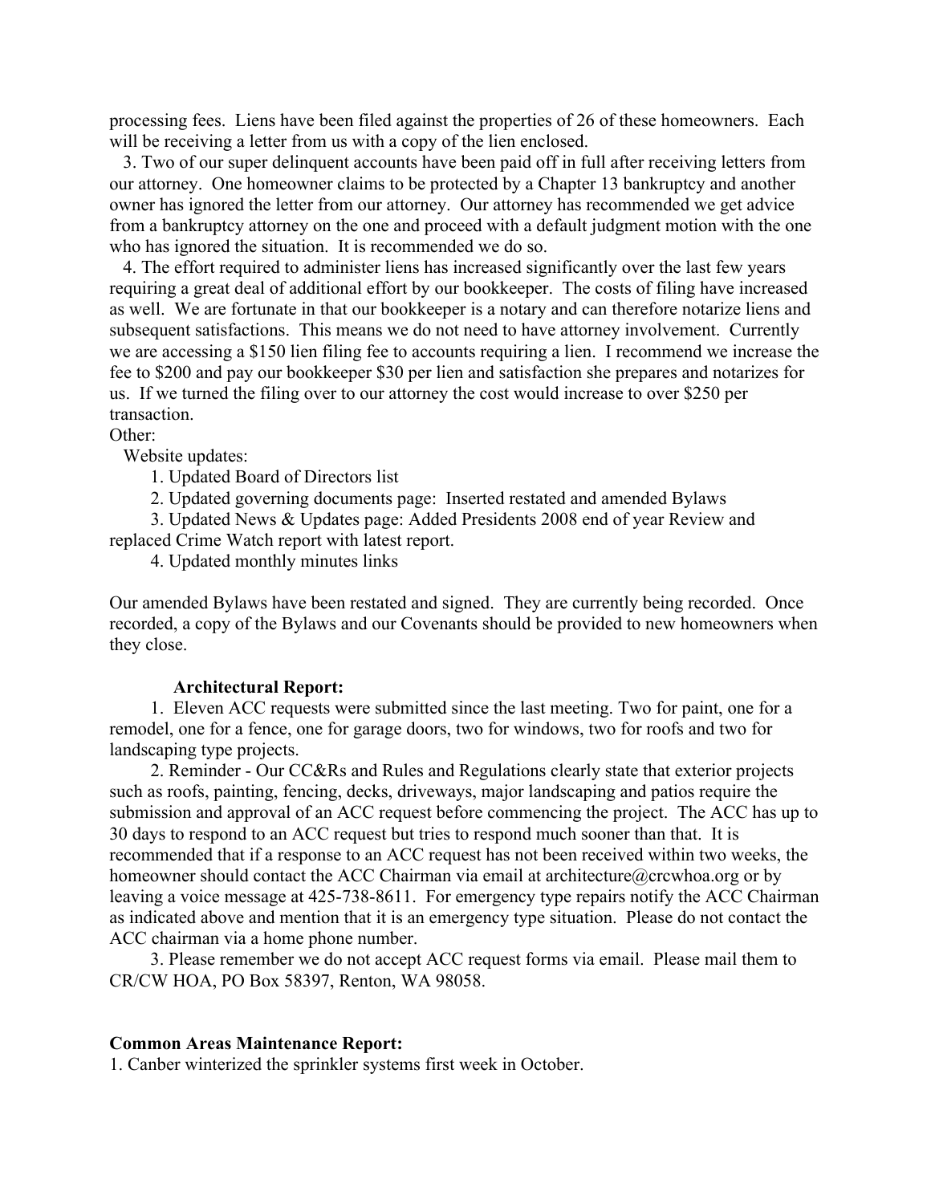processing fees. Liens have been filed against the properties of 26 of these homeowners. Each will be receiving a letter from us with a copy of the lien enclosed.

3. Two of our super delinquent accounts have been paid off in full after receiving letters from our attorney. One homeowner claims to be protected by a Chapter 13 bankruptcy and another owner has ignored the letter from our attorney. Our attorney has recommended we get advice from a bankruptcy attorney on the one and proceed with a default judgment motion with the one who has ignored the situation. It is recommended we do so.

4. The effort required to administer liens has increased significantly over the last few years requiring a great deal of additional effort by our bookkeeper. The costs of filing have increased as well. We are fortunate in that our bookkeeper is a notary and can therefore notarize liens and subsequent satisfactions. This means we do not need to have attorney involvement. Currently we are accessing a $150 lien filing fee to accounts requiring a lien. I recommend we increase the fee to $200 and pay our bookkeeper $30 per lien and satisfaction she prepares and notarizes for us. If we turned the filing over to our attorney the cost would increase to over $250 per transaction.

Other:

Website updates:

1. Updated Board of Directors list
2. Updated governing documents page: Inserted restated and amended Bylaws
3. Updated News & Updates page: Added Presidents 2008 end of year Review and replaced Crime Watch report with latest report.
4. Updated monthly minutes links

Our amended Bylaws have been restated and signed. They are currently being recorded. Once recorded, a copy of the Bylaws and our Covenants should be provided to new homeowners when they close.

**Architectural Report:**

1. Eleven ACC requests were submitted since the last meeting. Two for paint, one for a remodel, one for a fence, one for garage doors, two for windows, two for roofs and two for landscaping type projects.

2. Reminder - Our CC&Rs and Rules and Regulations clearly state that exterior projects such as roofs, painting, fencing, decks, driveways, major landscaping and patios require the submission and approval of an ACC request before commencing the project. The ACC has up to 30 days to respond to an ACC request but tries to respond much sooner than that. It is recommended that if a response to an ACC request has not been received within two weeks, the homeowner should contact the ACC Chairman via email at architecture@crcwhoa.org or by leaving a voice message at 425-738-8611. For emergency type repairs notify the ACC Chairman as indicated above and mention that it is an emergency type situation. Please do not contact the ACC chairman via a home phone number.

3. Please remember we do not accept ACC request forms via email. Please mail them to CR/CW HOA, PO Box 58397, Renton, WA 98058.

**Common Areas Maintenance Report:**

1. Canber winterized the sprinkler systems first week in October.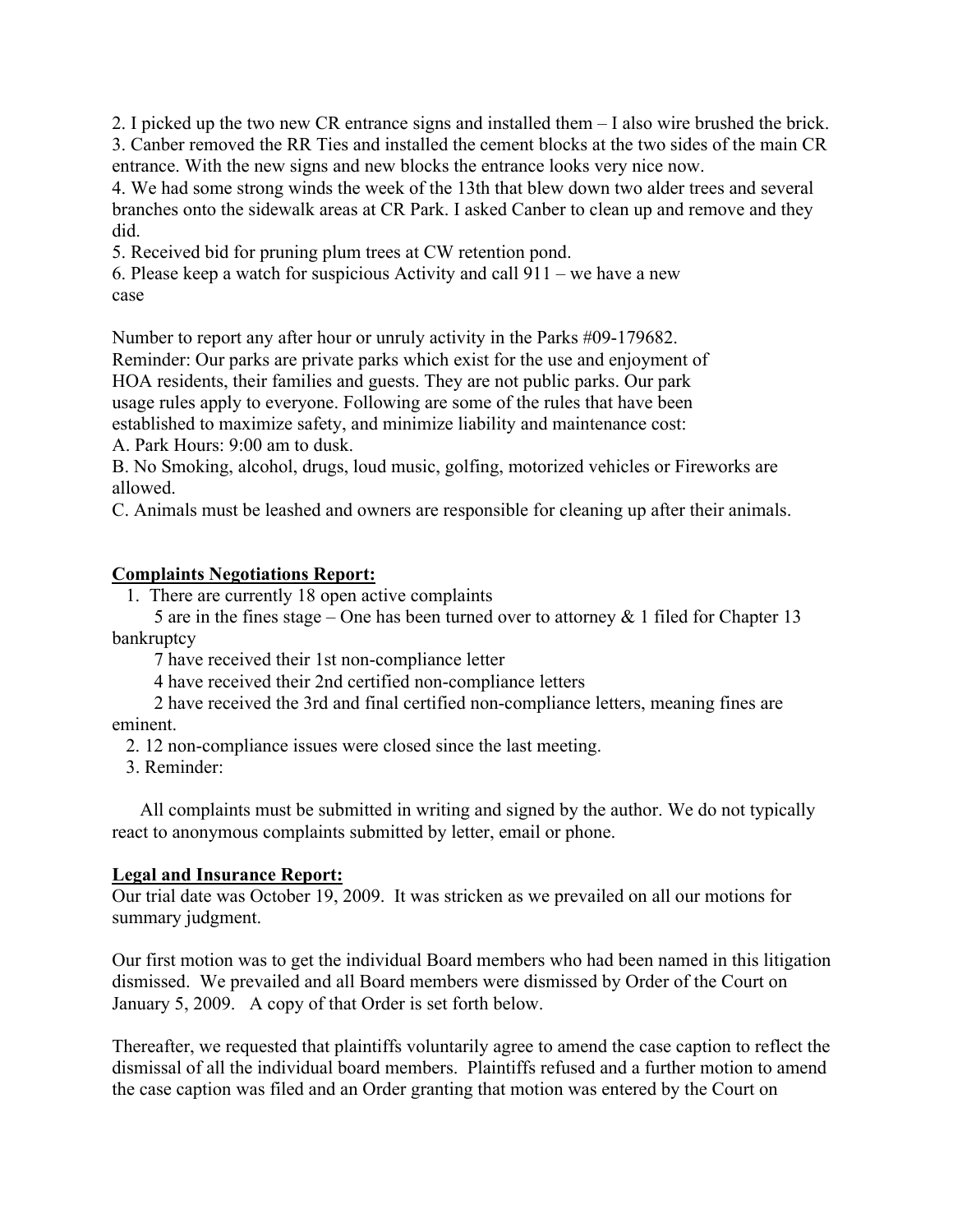2. I picked up the two new CR entrance signs and installed them – I also wire brushed the brick.
3. Canber removed the RR Ties and installed the cement blocks at the two sides of the main CR entrance. With the new signs and new blocks the entrance looks very nice now.
4. We had some strong winds the week of the 13th that blew down two alder trees and several branches onto the sidewalk areas at CR Park. I asked Canber to clean up and remove and they did.
5. Received bid for pruning plum trees at CW retention pond.
6. Please keep a watch for suspicious Activity and call 911 – we have a new case

Number to report any after hour or unruly activity in the Parks #09-179682.
Reminder: Our parks are private parks which exist for the use and enjoyment of HOA residents, their families and guests. They are not public parks. Our park usage rules apply to everyone. Following are some of the rules that have been established to maximize safety, and minimize liability and maintenance cost:
A. Park Hours: 9:00 am to dusk.
B. No Smoking, alcohol, drugs, loud music, golfing, motorized vehicles or Fireworks are allowed.
C. Animals must be leashed and owners are responsible for cleaning up after their animals.

**Complaints Negotiations Report:**

1. There are currently 18 open active complaints
   - 5 are in the fines stage – One has been turned over to attorney & 1 filed for Chapter 13 bankruptcy
   - 7 have received their 1st non-compliance letter
   - 4 have received their 2nd certified non-compliance letters
   - 2 have received the 3rd and final certified non-compliance letters, meaning fines are eminent.
2. 12 non-compliance issues were closed since the last meeting.
3. Reminder:

All complaints must be submitted in writing and signed by the author. We do not typically react to anonymous complaints submitted by letter, email or phone.

**Legal and Insurance Report:**

Our trial date was October 19, 2009. It was stricken as we prevailed on all our motions for summary judgment.

Our first motion was to get the individual Board members who had been named in this litigation dismissed. We prevailed and all Board members were dismissed by Order of the Court on January 5, 2009. A copy of that Order is set forth below.

Thereafter, we requested that plaintiffs voluntarily agree to amend the case caption to reflect the dismissal of all the individual board members. Plaintiffs refused and a further motion to amend the case caption was filed and an Order granting that motion was entered by the Court on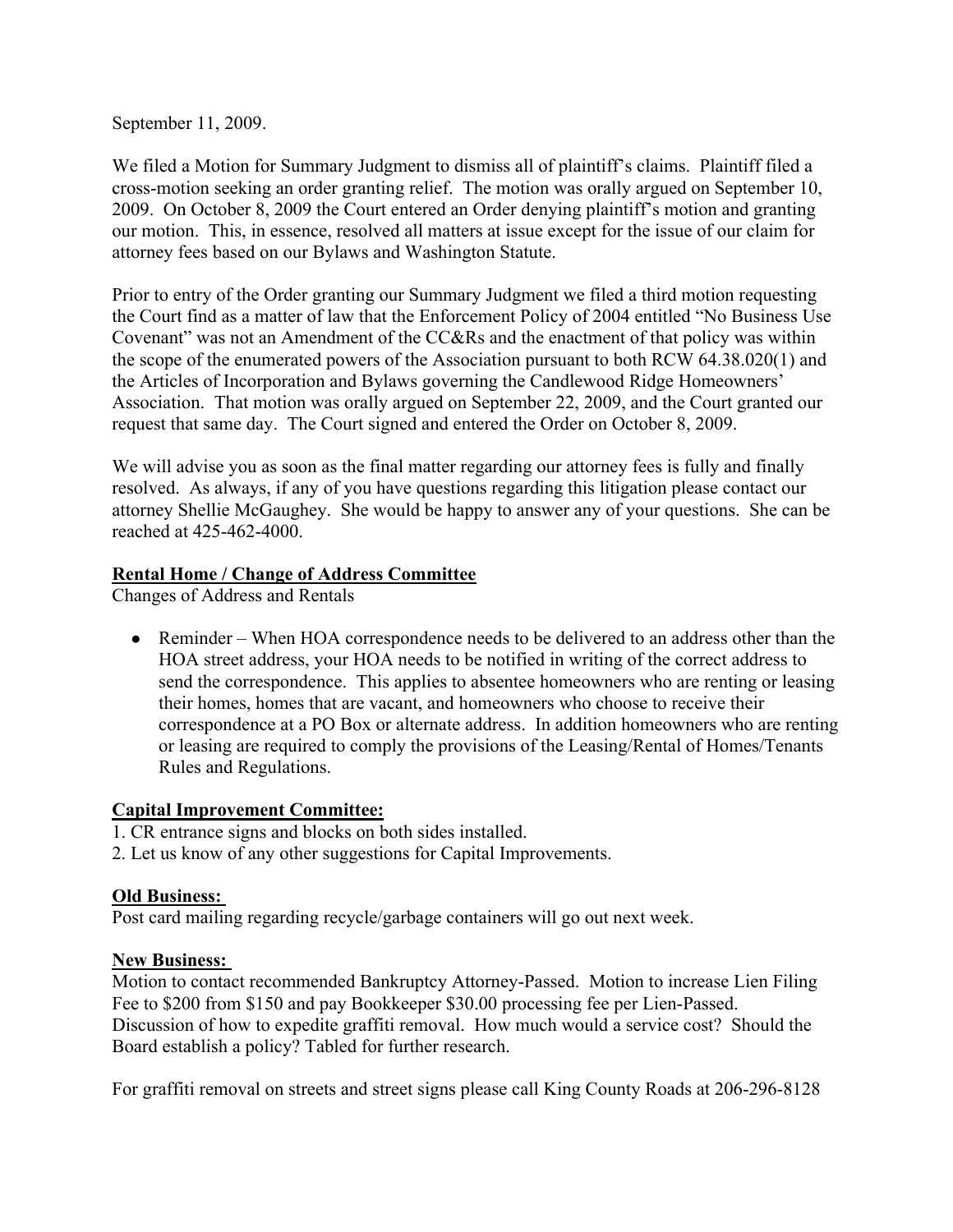September 11, 2009.

We filed a Motion for Summary Judgment to dismiss all of plaintiff's claims. Plaintiff filed a cross-motion seeking an order granting relief. The motion was orally argued on September 10, 2009. On October 8, 2009 the Court entered an Order denying plaintiff's motion and granting our motion. This, in essence, resolved all matters at issue except for the issue of our claim for attorney fees based on our Bylaws and Washington Statute.

Prior to entry of the Order granting our Summary Judgment we filed a third motion requesting the Court find as a matter of law that the Enforcement Policy of 2004 entitled "No Business Use Covenant" was not an Amendment of the CC&Rs and the enactment of that policy was within the scope of the enumerated powers of the Association pursuant to both RCW 64.38.020(1) and the Articles of Incorporation and Bylaws governing the Candlewood Ridge Homeowners' Association. That motion was orally argued on September 22, 2009, and the Court granted our request that same day. The Court signed and entered the Order on October 8, 2009.

We will advise you as soon as the final matter regarding our attorney fees is fully and finally resolved. As always, if any of you have questions regarding this litigation please contact our attorney Shellie McGaughey. She would be happy to answer any of your questions. She can be reached at 425-462-4000.

**Rental Home / Change of Address Committee**

Changes of Address and Rentals

- Reminder – When HOA correspondence needs to be delivered to an address other than the HOA street address, your HOA needs to be notified in writing of the correct address to send the correspondence. This applies to absentee homeowners who are renting or leasing their homes, homes that are vacant, and homeowners who choose to receive their correspondence at a PO Box or alternate address. In addition homeowners who are renting or leasing are required to comply the provisions of the Leasing/Rental of Homes/Tenants Rules and Regulations.

**Capital Improvement Committee:**

1. CR entrance signs and blocks on both sides installed.
2. Let us know of any other suggestions for Capital Improvements.

**Old Business:**

Post card mailing regarding recycle/garbage containers will go out next week.

**New Business:**

Motion to contact recommended Bankruptcy Attorney-Passed. Motion to increase Lien Filing Fee to $200 from $150 and pay Bookkeeper $30.00 processing fee per Lien-Passed. Discussion of how to expedite graffiti removal. How much would a service cost? Should the Board establish a policy? Tabled for further research.

For graffiti removal on streets and street signs please call King County Roads at 206-296-8128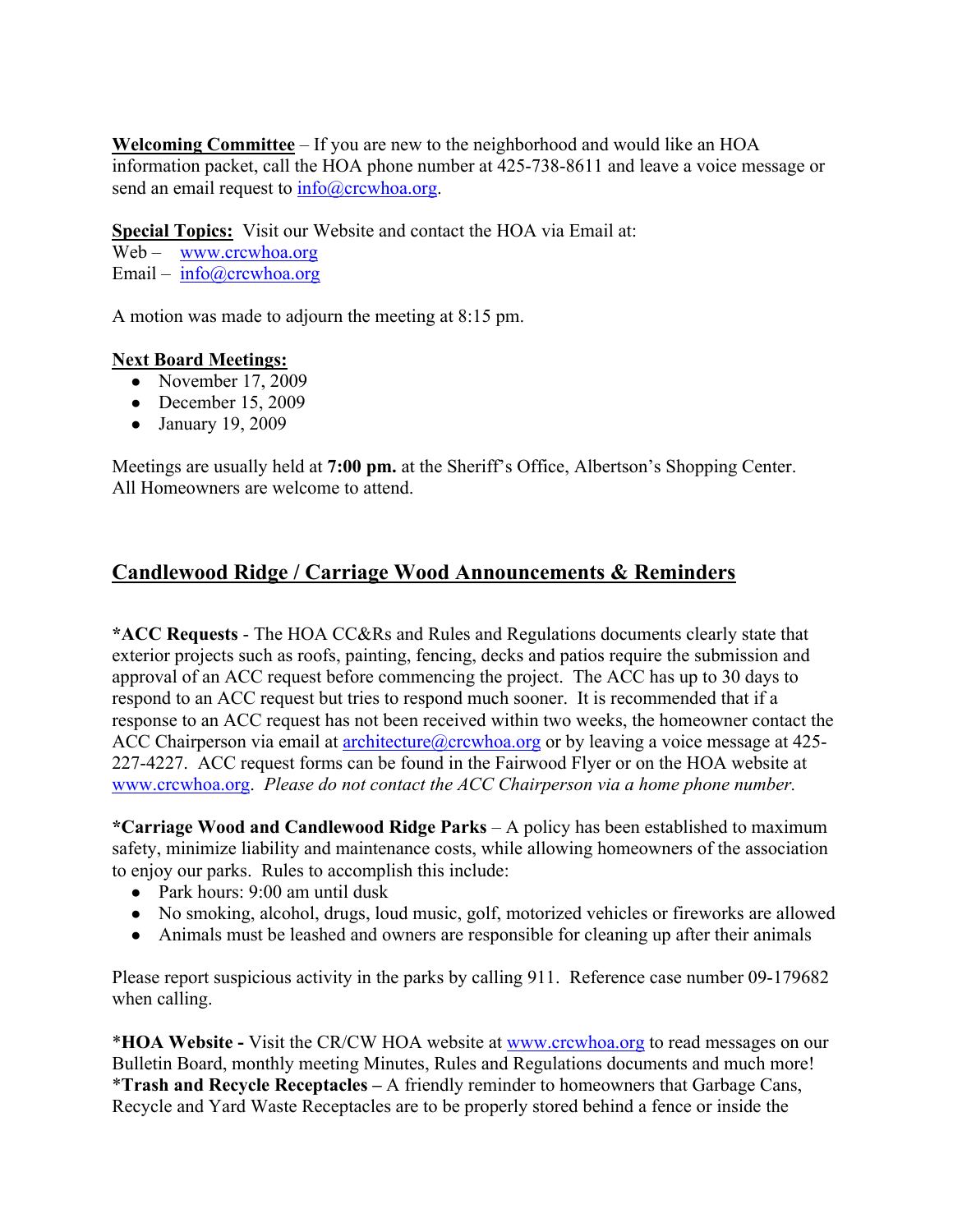**Welcoming Committee** – If you are new to the neighborhood and would like an HOA information packet, call the HOA phone number at 425-738-8611 and leave a voice message or send an email request to info@crcwhoa.org.

**Special Topics:** Visit our Website and contact the HOA via Email at:
Web – www.crcwhoa.org
Email – info@crcwhoa.org

A motion was made to adjourn the meeting at 8:15 pm.

**Next Board Meetings:**

- November 17, 2009
- December 15, 2009
- January 19, 2009

Meetings are usually held at **7:00 pm.** at the Sheriff's Office, Albertson's Shopping Center. All Homeowners are welcome to attend.

## Candlewood Ridge / Carriage Wood Announcements & Reminders

***ACC Requests** - The HOA CC&Rs and Rules and Regulations documents clearly state that exterior projects such as roofs, painting, fencing, decks and patios require the submission and approval of an ACC request before commencing the project. The ACC has up to 30 days to respond to an ACC request but tries to respond much sooner. It is recommended that if a response to an ACC request has not been received within two weeks, the homeowner contact the ACC Chairperson via email at architecture@crcwhoa.org or by leaving a voice message at 425-227-4227. ACC request forms can be found in the Fairwood Flyer or on the HOA website at www.crcwhoa.org. *Please do not contact the ACC Chairperson via a home phone number.*

***Carriage Wood and Candlewood Ridge Parks** – A policy has been established to maximum safety, minimize liability and maintenance costs, while allowing homeowners of the association to enjoy our parks. Rules to accomplish this include:

- Park hours: 9:00 am until dusk
- No smoking, alcohol, drugs, loud music, golf, motorized vehicles or fireworks are allowed
- Animals must be leashed and owners are responsible for cleaning up after their animals

Please report suspicious activity in the parks by calling 911. Reference case number 09-179682 when calling.

***HOA Website -** Visit the CR/CW HOA website at www.crcwhoa.org to read messages on our Bulletin Board, monthly meeting Minutes, Rules and Regulations documents and much more!
***Trash and Recycle Receptacles –** A friendly reminder to homeowners that Garbage Cans, Recycle and Yard Waste Receptacles are to be properly stored behind a fence or inside the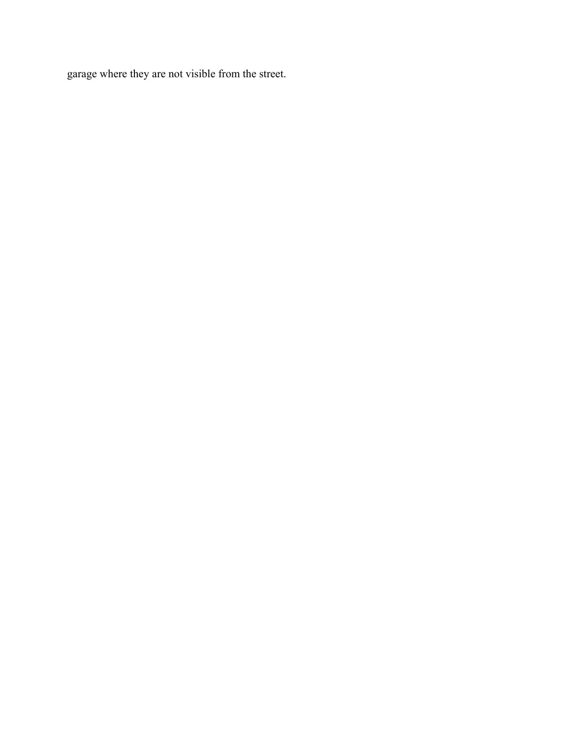garage where they are not visible from the street.